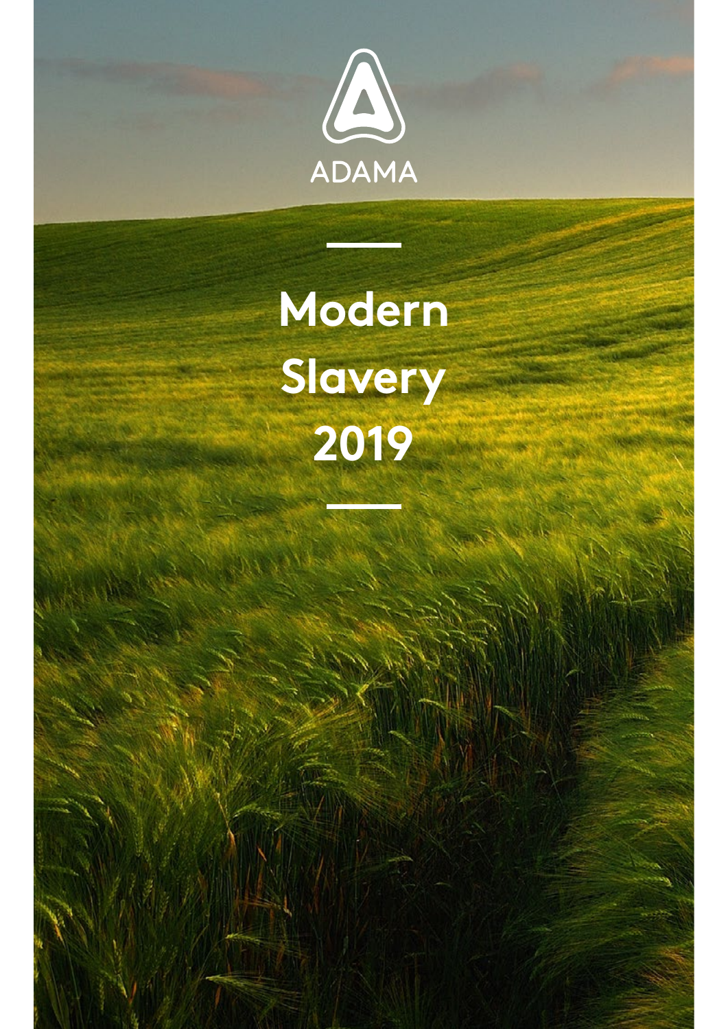ADAMA

# Modern Slavery 2019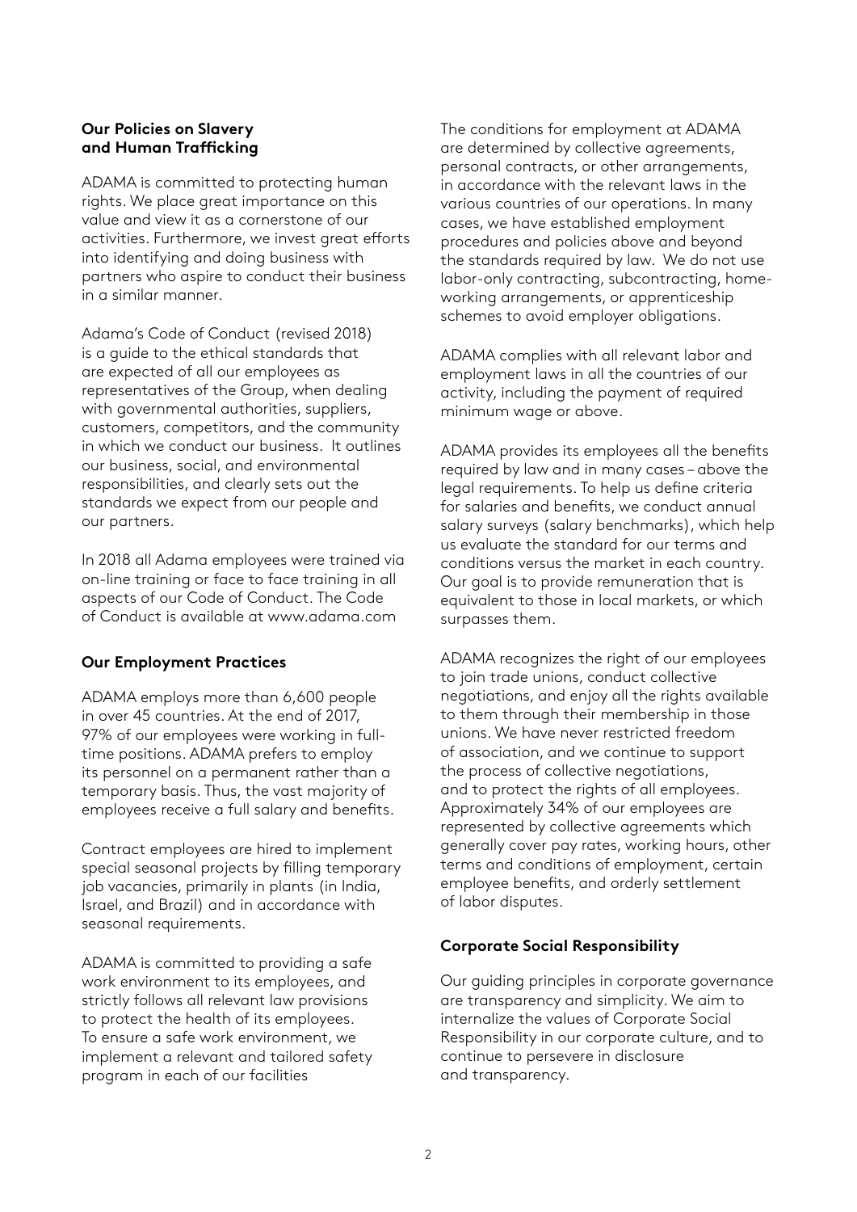### Our Policies on Slavery and Human Trafficking

ADAMA is committed to protecting human rights. We place great importance on this value and view it as a cornerstone of our activities. Furthermore, we invest great efforts into identifying and doing business with partners who aspire to conduct their business in a similar manner.

Adama's Code of Conduct (revised 2018) is a guide to the ethical standards that are expected of all our employees as representatives of the Group, when dealing with governmental authorities, suppliers, customers, competitors, and the community in which we conduct our business. It outlines our business, social, and environmental responsibilities, and clearly sets out the standards we expect from our people and our partners.

In 2018 all Adama employees were trained via on-line training or face to face training in all aspects of our Code of Conduct. The Code of Conduct is available at www.adama.com

### Our Employment Practices

ADAMA employs more than 6,600 people in over 45 countries. At the end of 2017, 97% of our employees were working in full-time positions. ADAMA prefers to employ its personnel on a permanent rather than a temporary basis. Thus, the vast majority of employees receive a full salary and benefits.

Contract employees are hired to implement special seasonal projects by filling temporary job vacancies, primarily in plants (in India, Israel, and Brazil) and in accordance with seasonal requirements.

ADAMA is committed to providing a safe work environment to its employees, and strictly follows all relevant law provisions to protect the health of its employees. To ensure a safe work environment, we implement a relevant and tailored safety program in each of our facilities

The conditions for employment at ADAMA are determined by collective agreements, personal contracts, or other arrangements, in accordance with the relevant laws in the various countries of our operations. In many cases, we have established employment procedures and policies above and beyond the standards required by law. We do not use labor-only contracting, subcontracting, home-working arrangements, or apprenticeship schemes to avoid employer obligations.

ADAMA complies with all relevant labor and employment laws in all the countries of our activity, including the payment of required minimum wage or above.

ADAMA provides its employees all the benefits required by law and in many cases – above the legal requirements. To help us define criteria for salaries and benefits, we conduct annual salary surveys (salary benchmarks), which help us evaluate the standard for our terms and conditions versus the market in each country. Our goal is to provide remuneration that is equivalent to those in local markets, or which surpasses them.

ADAMA recognizes the right of our employees to join trade unions, conduct collective negotiations, and enjoy all the rights available to them through their membership in those unions. We have never restricted freedom of association, and we continue to support the process of collective negotiations, and to protect the rights of all employees. Approximately 34% of our employees are represented by collective agreements which generally cover pay rates, working hours, other terms and conditions of employment, certain employee benefits, and orderly settlement of labor disputes.

### Corporate Social Responsibility

Our guiding principles in corporate governance are transparency and simplicity. We aim to internalize the values of Corporate Social Responsibility in our corporate culture, and to continue to persevere in disclosure and transparency.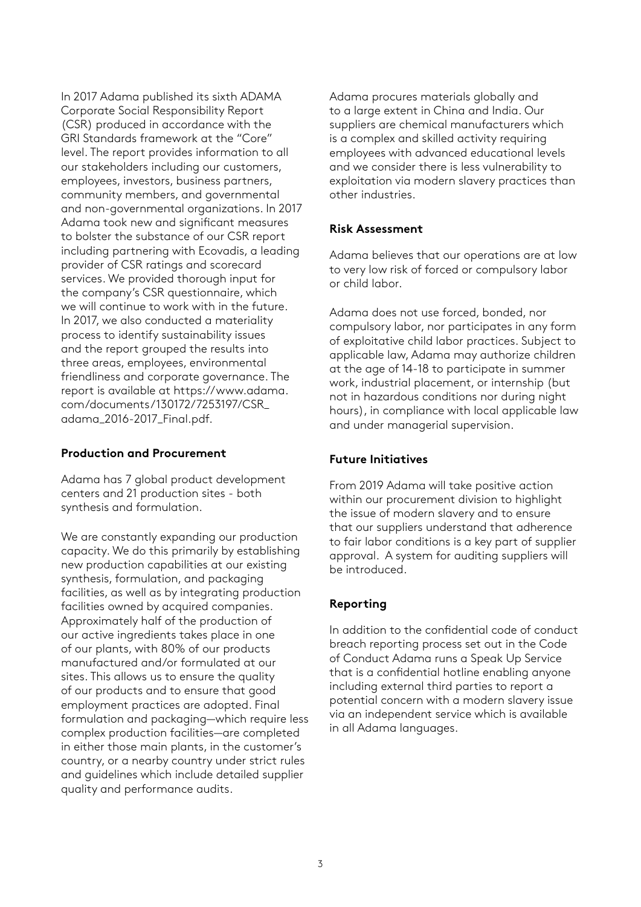In 2017 Adama published its sixth ADAMA Corporate Social Responsibility Report (CSR) produced in accordance with the GRI Standards framework at the "Core" level. The report provides information to all our stakeholders including our customers, employees, investors, business partners, community members, and governmental and non-governmental organizations. In 2017 Adama took new and significant measures to bolster the substance of our CSR report including partnering with Ecovadis, a leading provider of CSR ratings and scorecard services. We provided thorough input for the company's CSR questionnaire, which we will continue to work with in the future. In 2017, we also conducted a materiality process to identify sustainability issues and the report grouped the results into three areas, employees, environmental friendliness and corporate governance. The report is available at https://www.adama.com/documents/130172/7253197/CSR_adama_2016-2017_Final.pdf.

**Production and Procurement**

Adama has 7 global product development centers and 21 production sites - both synthesis and formulation.

We are constantly expanding our production capacity. We do this primarily by establishing new production capabilities at our existing synthesis, formulation, and packaging facilities, as well as by integrating production facilities owned by acquired companies. Approximately half of the production of our active ingredients takes place in one of our plants, with 80% of our products manufactured and/or formulated at our sites. This allows us to ensure the quality of our products and to ensure that good employment practices are adopted. Final formulation and packaging—which require less complex production facilities—are completed in either those main plants, in the customer's country, or a nearby country under strict rules and guidelines which include detailed supplier quality and performance audits.

Adama procures materials globally and to a large extent in China and India. Our suppliers are chemical manufacturers which is a complex and skilled activity requiring employees with advanced educational levels and we consider there is less vulnerability to exploitation via modern slavery practices than other industries.

**Risk Assessment**

Adama believes that our operations are at low to very low risk of forced or compulsory labor or child labor.

Adama does not use forced, bonded, nor compulsory labor, nor participates in any form of exploitative child labor practices. Subject to applicable law, Adama may authorize children at the age of 14-18 to participate in summer work, industrial placement, or internship (but not in hazardous conditions nor during night hours), in compliance with local applicable law and under managerial supervision.

**Future Initiatives**

From 2019 Adama will take positive action within our procurement division to highlight the issue of modern slavery and to ensure that our suppliers understand that adherence to fair labor conditions is a key part of supplier approval. A system for auditing suppliers will be introduced.

**Reporting**

In addition to the confidential code of conduct breach reporting process set out in the Code of Conduct Adama runs a Speak Up Service that is a confidential hotline enabling anyone including external third parties to report a potential concern with a modern slavery issue via an independent service which is available in all Adama languages.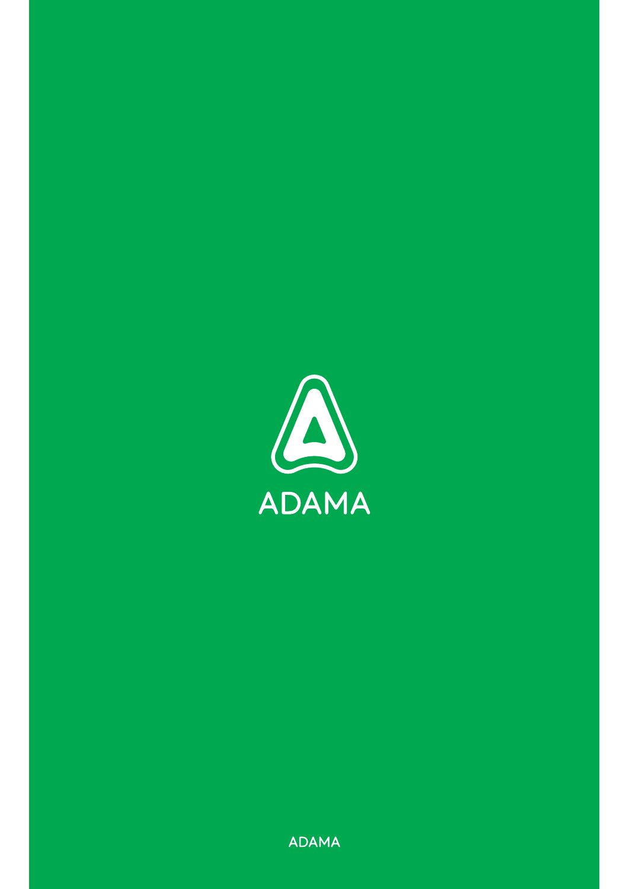ADAMA

ADAMA